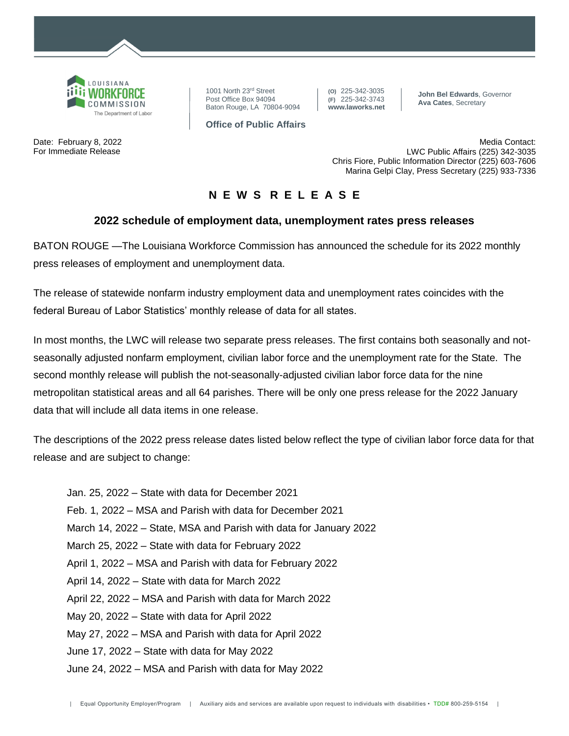LOUISIANA WORKFORCE COMMISSION
The Department of Labor

1001 North 23rd Street
Post Office Box 94094
Baton Rouge, LA 70804-9094

**Office of Public Affairs**

(O) 225-342-3035
(F) 225-342-3743
**www.laworks.net**

**John Bel Edwards**, Governor
**Ava Cates**, Secretary

Date: February 8, 2022
For Immediate Release

Media Contact:
LWC Public Affairs (225) 342-3035
Chris Fiore, Public Information Director (225) 603-7606
Marina Gelpi Clay, Press Secretary (225) 933-7336

# N E W S R E L E A S E

## 2022 schedule of employment data, unemployment rates press releases

BATON ROUGE —The Louisiana Workforce Commission has announced the schedule for its 2022 monthly press releases of employment and unemployment data.

The release of statewide nonfarm industry employment data and unemployment rates coincides with the federal Bureau of Labor Statistics' monthly release of data for all states.

In most months, the LWC will release two separate press releases. The first contains both seasonally and not-seasonally adjusted nonfarm employment, civilian labor force and the unemployment rate for the State. The second monthly release will publish the not-seasonally-adjusted civilian labor force data for the nine metropolitan statistical areas and all 64 parishes. There will be only one press release for the 2022 January data that will include all data items in one release.

The descriptions of the 2022 press release dates listed below reflect the type of civilian labor force data for that release and are subject to change:

Jan. 25, 2022 – State with data for December 2021
Feb. 1, 2022 – MSA and Parish with data for December 2021
March 14, 2022 – State, MSA and Parish with data for January 2022
March 25, 2022 – State with data for February 2022
April 1, 2022 – MSA and Parish with data for February 2022
April 14, 2022 – State with data for March 2022
April 22, 2022 – MSA and Parish with data for March 2022
May 20, 2022 – State with data for April 2022
May 27, 2022 – MSA and Parish with data for April 2022
June 17, 2022 – State with data for May 2022
June 24, 2022 – MSA and Parish with data for May 2022

| Equal Opportunity Employer/Program | Auxiliary aids and services are available upon request to individuals with disabilities • TDD# 800-259-5154 |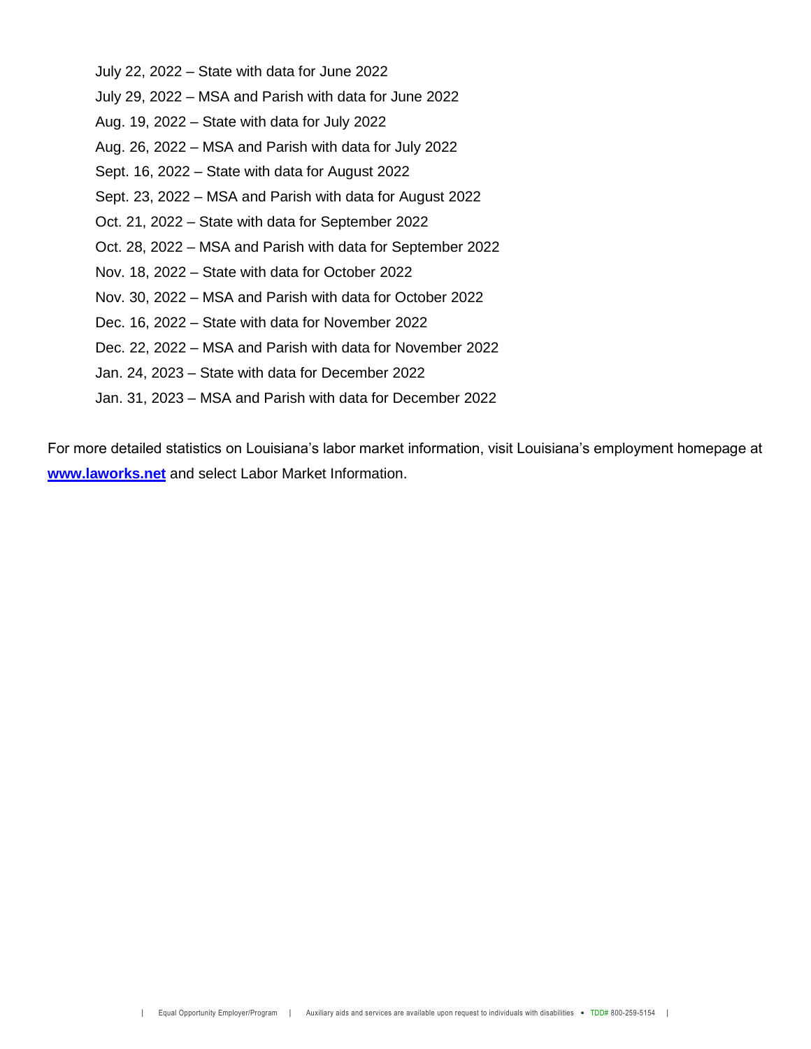July 22, 2022 – State with data for June 2022

July 29, 2022 – MSA and Parish with data for June 2022

Aug. 19, 2022 – State with data for July 2022

Aug. 26, 2022 – MSA and Parish with data for July 2022

Sept. 16, 2022 – State with data for August 2022

Sept. 23, 2022 – MSA and Parish with data for August 2022

Oct. 21, 2022 – State with data for September 2022

Oct. 28, 2022 – MSA and Parish with data for September 2022

Nov. 18, 2022 – State with data for October 2022

Nov. 30, 2022 – MSA and Parish with data for October 2022

Dec. 16, 2022 – State with data for November 2022

Dec. 22, 2022 – MSA and Parish with data for November 2022

Jan. 24, 2023 – State with data for December 2022

Jan. 31, 2023 – MSA and Parish with data for December 2022

For more detailed statistics on Louisiana's labor market information, visit Louisiana's employment homepage at **www.laworks.net** and select Labor Market Information.

| Equal Opportunity Employer/Program | Auxiliary aids and services are available upon request to individuals with disabilities • TDD# 800-259-5154 |